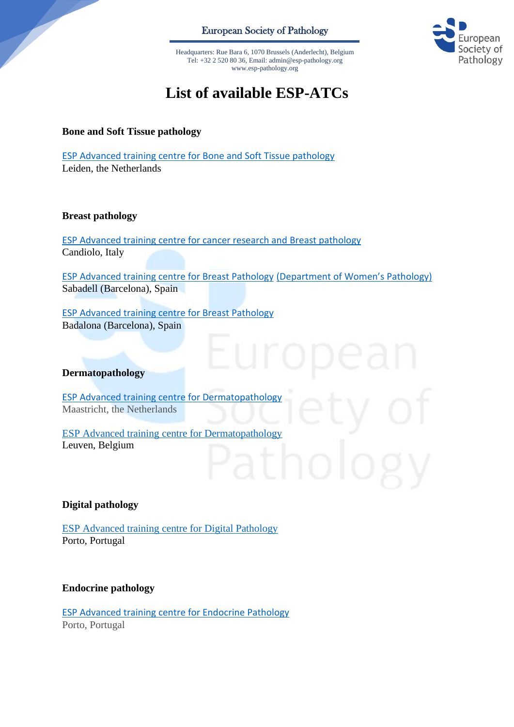European Society of Pathology

Headquarters: Rue Bara 6, 1070 Brussels (Anderlecht), Belgium
Tel: +32 2 520 80 36, Email: admin@esp-pathology.org
www.esp-pathology.org

# List of available ESP-ATCs

### Bone and Soft Tissue pathology

ESP Advanced training centre for Bone and Soft Tissue pathology
Leiden, the Netherlands

### Breast pathology

ESP Advanced training centre for cancer research and Breast pathology
Candiolo, Italy

ESP Advanced training centre for Breast Pathology (Department of Women's Pathology)
Sabadell (Barcelona), Spain

ESP Advanced training centre for Breast Pathology
Badalona (Barcelona), Spain

### Dermatopathology

ESP Advanced training centre for Dermatopathology
Maastricht, the Netherlands

ESP Advanced training centre for Dermatopathology
Leuven, Belgium

### Digital pathology

ESP Advanced training centre for Digital Pathology
Porto, Portugal

### Endocrine pathology

ESP Advanced training centre for Endocrine Pathology
Porto, Portugal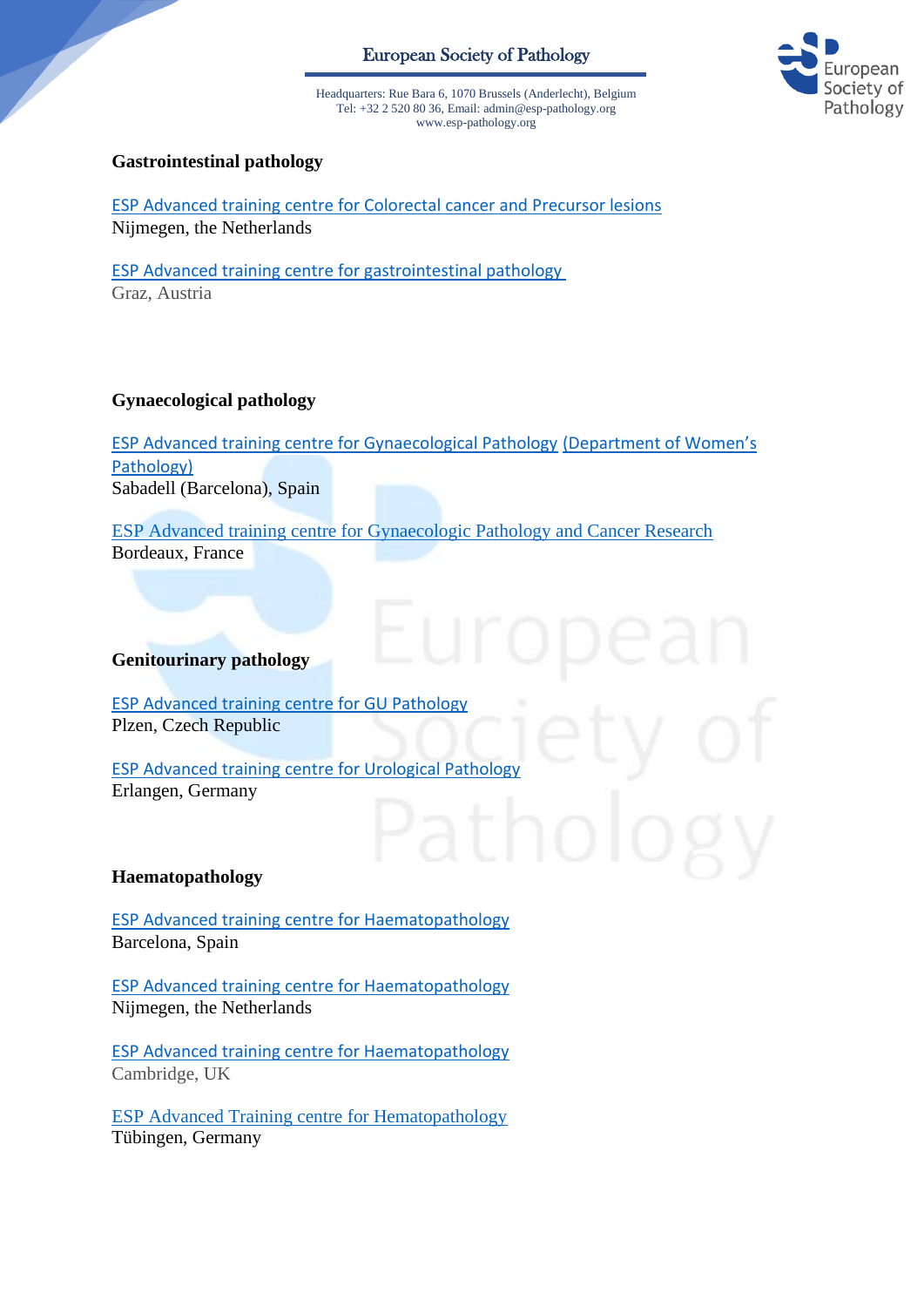## Gastrointestinal pathology

ESP Advanced training centre for Colorectal cancer and Precursor lesions
Nijmegen, the Netherlands

ESP Advanced training centre for gastrointestinal pathology
Graz, Austria

## Gynaecological pathology

ESP Advanced training centre for Gynaecological Pathology (Department of Women's Pathology)
Sabadell (Barcelona), Spain

ESP Advanced training centre for Gynaecologic Pathology and Cancer Research
Bordeaux, France

## Genitourinary pathology

ESP Advanced training centre for GU Pathology
Plzen, Czech Republic

ESP Advanced training centre for Urological Pathology
Erlangen, Germany

## Haematopathology

ESP Advanced training centre for Haematopathology
Barcelona, Spain

ESP Advanced training centre for Haematopathology
Nijmegen, the Netherlands

ESP Advanced training centre for Haematopathology
Cambridge, UK

ESP Advanced Training centre for Hematopathology
Tübingen, Germany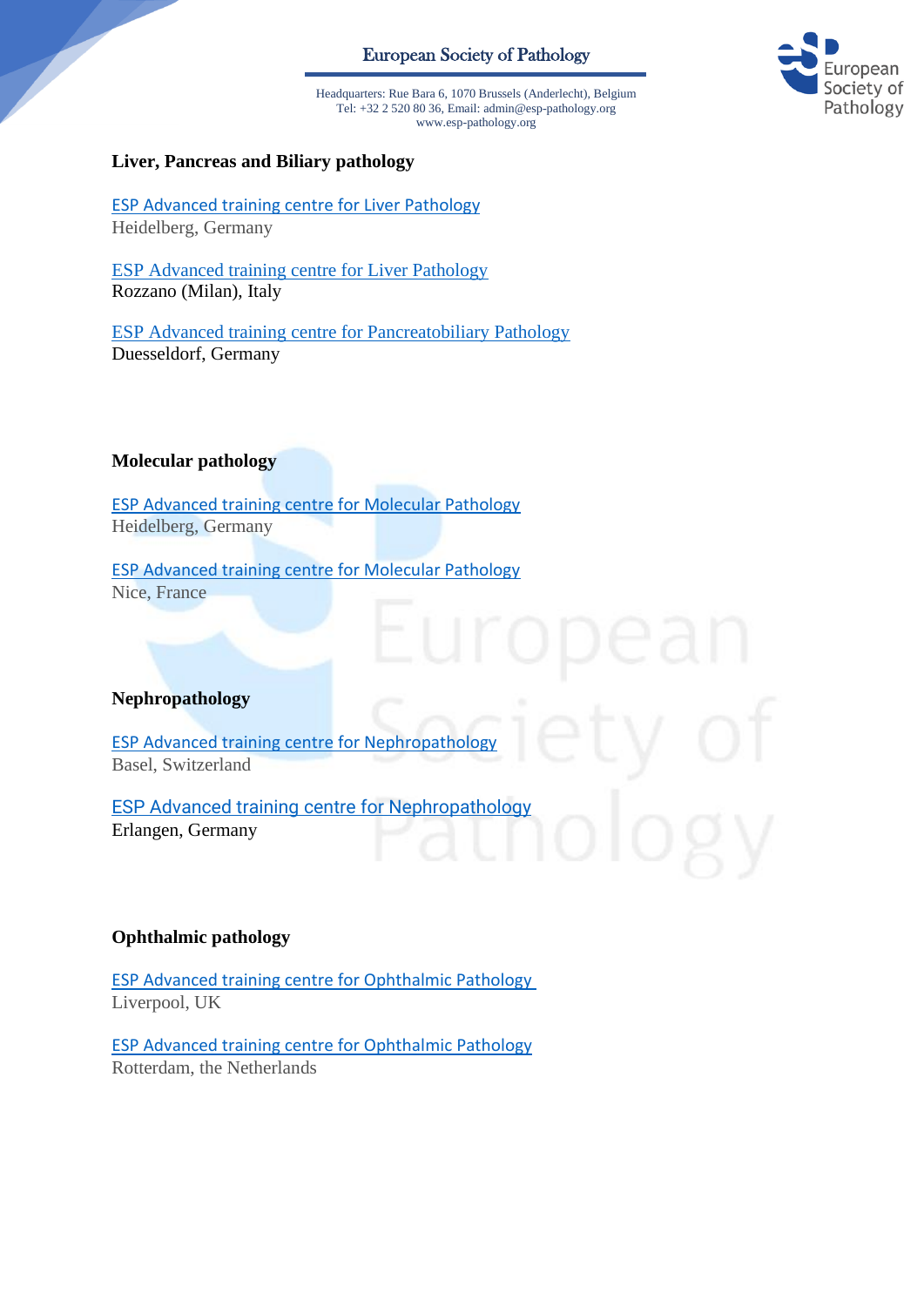## Liver, Pancreas and Biliary pathology

ESP Advanced training centre for Liver Pathology
Heidelberg, Germany

ESP Advanced training centre for Liver Pathology
Rozzano (Milan), Italy

ESP Advanced training centre for Pancreatobiliary Pathology
Duesseldorf, Germany

## Molecular pathology

ESP Advanced training centre for Molecular Pathology
Heidelberg, Germany

ESP Advanced training centre for Molecular Pathology
Nice, France

## Nephropathology

ESP Advanced training centre for Nephropathology
Basel, Switzerland

ESP Advanced training centre for Nephropathology
Erlangen, Germany

## Ophthalmic pathology

ESP Advanced training centre for Ophthalmic Pathology
Liverpool, UK

ESP Advanced training centre for Ophthalmic Pathology
Rotterdam, the Netherlands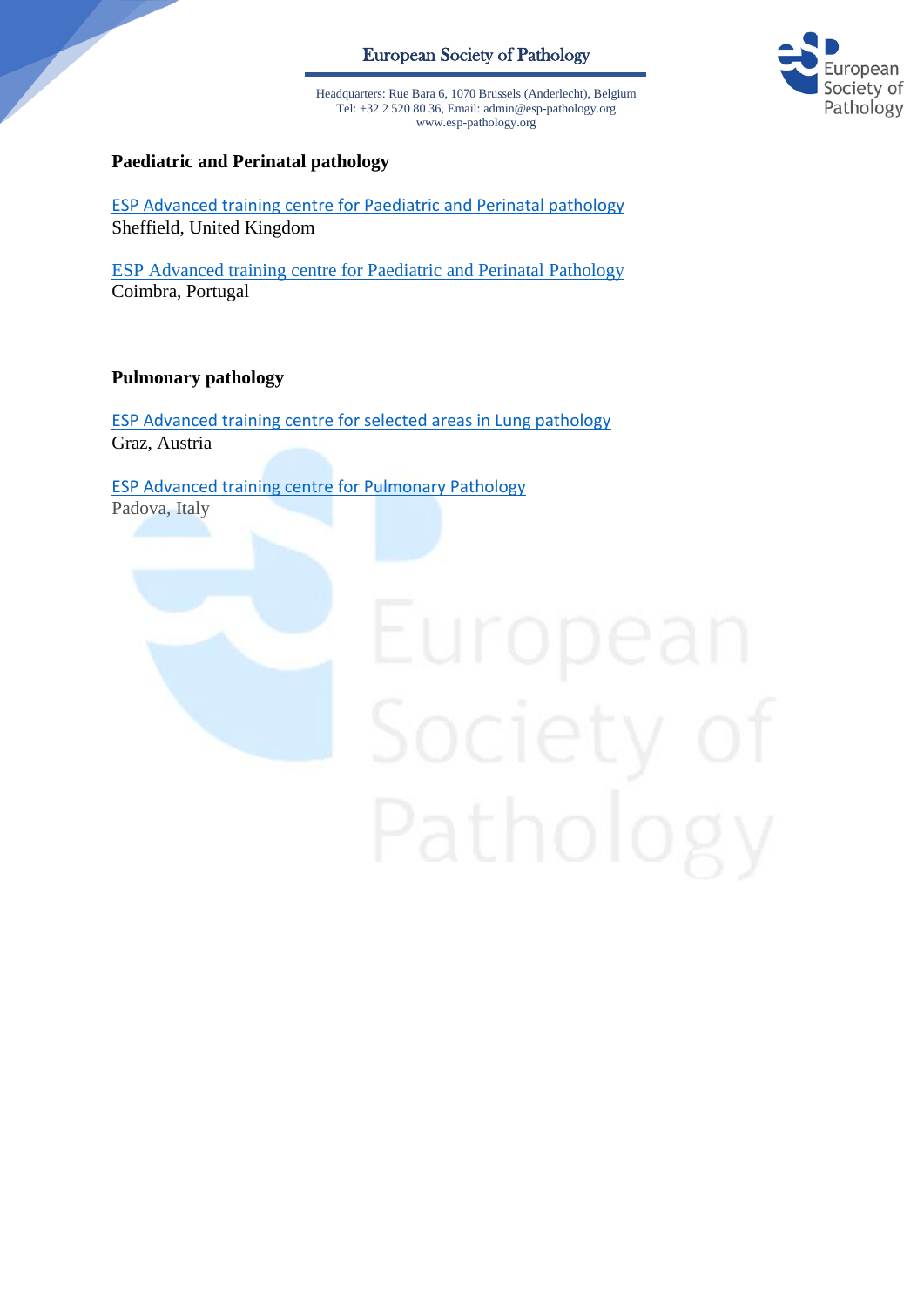**Paediatric and Perinatal pathology**

ESP Advanced training centre for Paediatric and Perinatal pathology
Sheffield, United Kingdom

ESP Advanced training centre for Paediatric and Perinatal Pathology
Coimbra, Portugal

**Pulmonary pathology**

ESP Advanced training centre for selected areas in Lung pathology
Graz, Austria

ESP Advanced training centre for Pulmonary Pathology
Padova, Italy